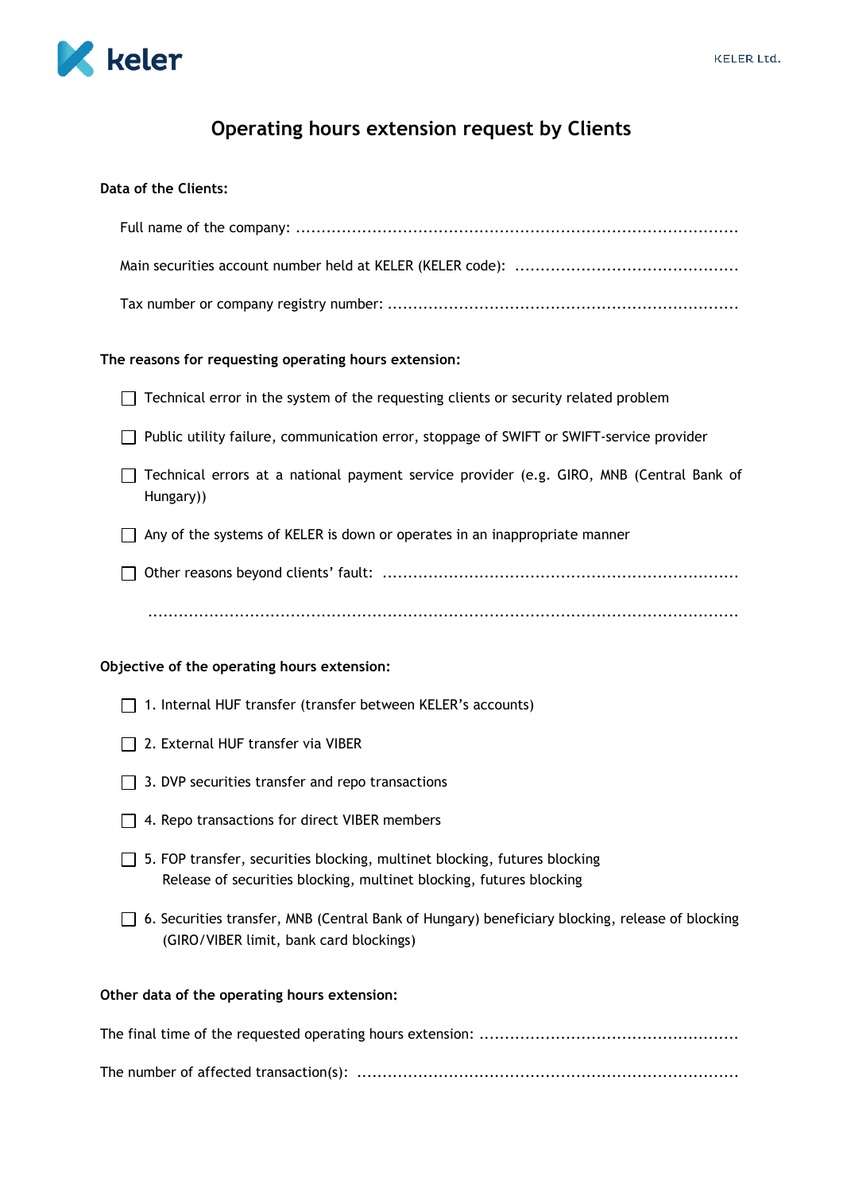# Operating hours extension request by Clients

**Data of the Clients:**

Full name of the company: ..........................................................................................

Main securities account number held at KELER (KELER code): ............................................

Tax number or company registry number: .....................................................................

**The reasons for requesting operating hours extension:**

- ☐ Technical error in the system of the requesting clients or security related problem
- ☐ Public utility failure, communication error, stoppage of SWIFT or SWIFT-service provider
- ☐ Technical errors at a national payment service provider (e.g. GIRO, MNB (Central Bank of Hungary))
- ☐ Any of the systems of KELER is down or operates in an inappropriate manner
- ☐ Other reasons beyond clients' fault: ....................................................................

  ..........................................................................................................

**Objective of the operating hours extension:**

- ☐ 1. Internal HUF transfer (transfer between KELER's accounts)
- ☐ 2. External HUF transfer via VIBER
- ☐ 3. DVP securities transfer and repo transactions
- ☐ 4. Repo transactions for direct VIBER members
- ☐ 5. FOP transfer, securities blocking, multinet blocking, futures blocking
  Release of securities blocking, multinet blocking, futures blocking
- ☐ 6. Securities transfer, MNB (Central Bank of Hungary) beneficiary blocking, release of blocking (GIRO/VIBER limit, bank card blockings)

**Other data of the operating hours extension:**

The final time of the requested operating hours extension: ..................................................

The number of affected transaction(s): .........................................................................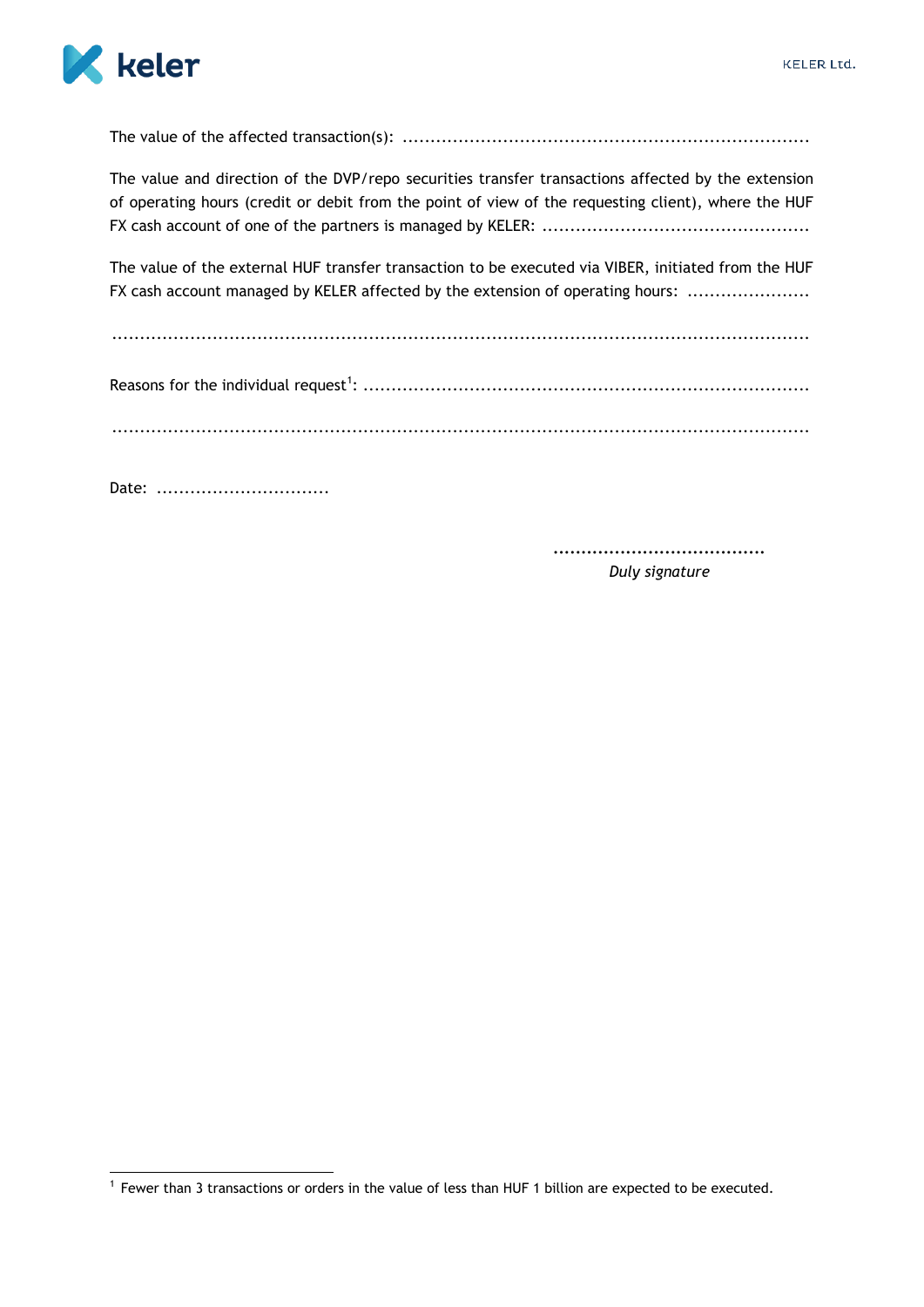The value of the affected transaction(s): ........................................................................

The value and direction of the DVP/repo securities transfer transactions affected by the extension of operating hours (credit or debit from the point of view of the requesting client), where the HUF FX cash account of one of the partners is managed by KELER: ................................................

The value of the external HUF transfer transaction to be executed via VIBER, initiated from the HUF FX cash account managed by KELER affected by the extension of operating hours: ......................

..............................................................................................................................

Reasons for the individual request[1]: .............................................................................

..............................................................................................................................

Date: ...............................

.......................................

*Duly signature*

[1] Fewer than 3 transactions or orders in the value of less than HUF 1 billion are expected to be executed.